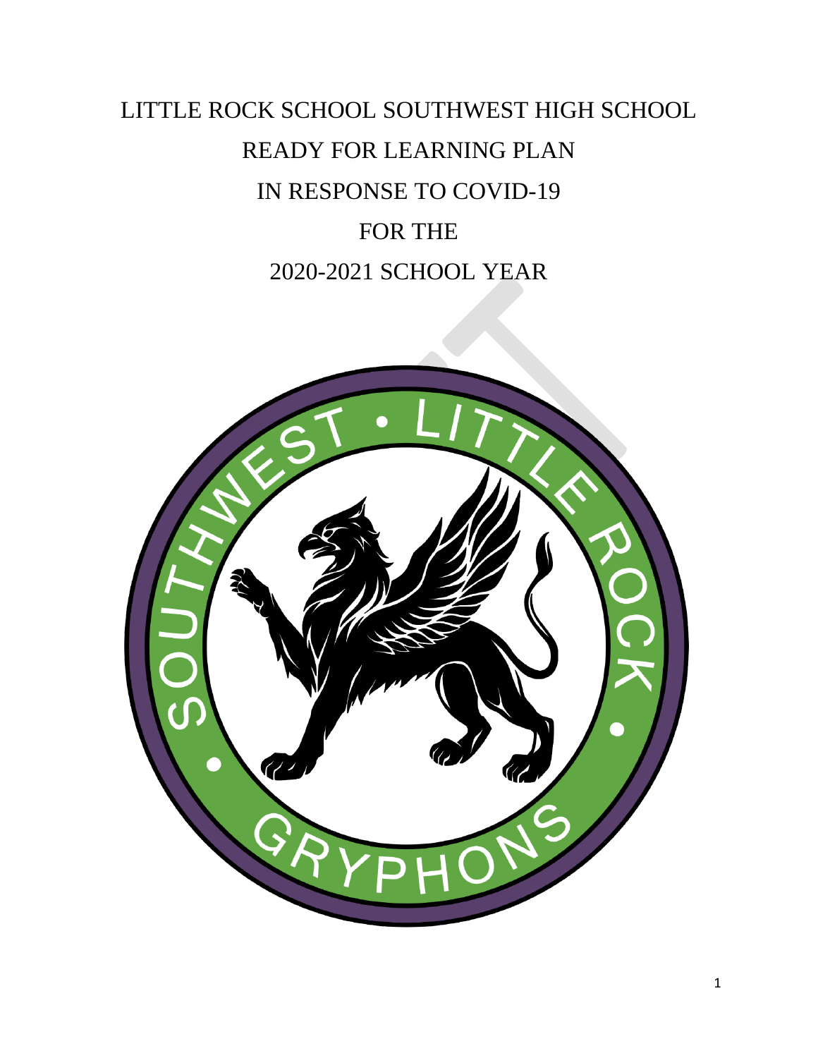# LITTLE ROCK SCHOOL SOUTHWEST HIGH SCHOOL

# READY FOR LEARNING PLAN

# IN RESPONSE TO COVID-19

# FOR THE

# 2020-2021 SCHOOL YEAR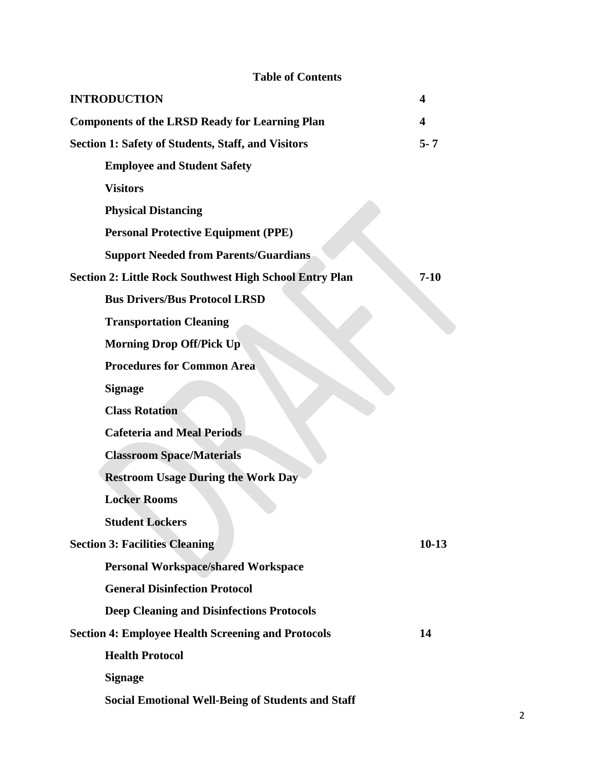## Table of Contents

| | |
|---|---|
| **INTRODUCTION** | **4** |
| **Components of the LRSD Ready for Learning Plan** | **4** |
| **Section 1: Safety of Students, Staff, and Visitors** | **5- 7** |
| &nbsp;&nbsp;&nbsp;&nbsp;**Employee and Student Safety** | |
| &nbsp;&nbsp;&nbsp;&nbsp;**Visitors** | |
| &nbsp;&nbsp;&nbsp;&nbsp;**Physical Distancing** | |
| &nbsp;&nbsp;&nbsp;&nbsp;**Personal Protective Equipment (PPE)** | |
| &nbsp;&nbsp;&nbsp;&nbsp;**Support Needed from Parents/Guardians** | |
| **Section 2: Little Rock Southwest High School Entry Plan** | **7-10** |
| &nbsp;&nbsp;&nbsp;&nbsp;**Bus Drivers/Bus Protocol LRSD** | |
| &nbsp;&nbsp;&nbsp;&nbsp;**Transportation Cleaning** | |
| &nbsp;&nbsp;&nbsp;&nbsp;**Morning Drop Off/Pick Up** | |
| &nbsp;&nbsp;&nbsp;&nbsp;**Procedures for Common Area** | |
| &nbsp;&nbsp;&nbsp;&nbsp;**Signage** | |
| &nbsp;&nbsp;&nbsp;&nbsp;**Class Rotation** | |
| &nbsp;&nbsp;&nbsp;&nbsp;**Cafeteria and Meal Periods** | |
| &nbsp;&nbsp;&nbsp;&nbsp;**Classroom Space/Materials** | |
| &nbsp;&nbsp;&nbsp;&nbsp;**Restroom Usage During the Work Day** | |
| &nbsp;&nbsp;&nbsp;&nbsp;**Locker Rooms** | |
| &nbsp;&nbsp;&nbsp;&nbsp;**Student Lockers** | |
| **Section 3: Facilities Cleaning** | **10-13** |
| &nbsp;&nbsp;&nbsp;&nbsp;**Personal Workspace/shared Workspace** | |
| &nbsp;&nbsp;&nbsp;&nbsp;**General Disinfection Protocol** | |
| &nbsp;&nbsp;&nbsp;&nbsp;**Deep Cleaning and Disinfections Protocols** | |
| **Section 4: Employee Health Screening and Protocols** | **14** |
| &nbsp;&nbsp;&nbsp;&nbsp;**Health Protocol** | |
| &nbsp;&nbsp;&nbsp;&nbsp;**Signage** | |
| &nbsp;&nbsp;&nbsp;&nbsp;**Social Emotional Well-Being of Students and Staff** | |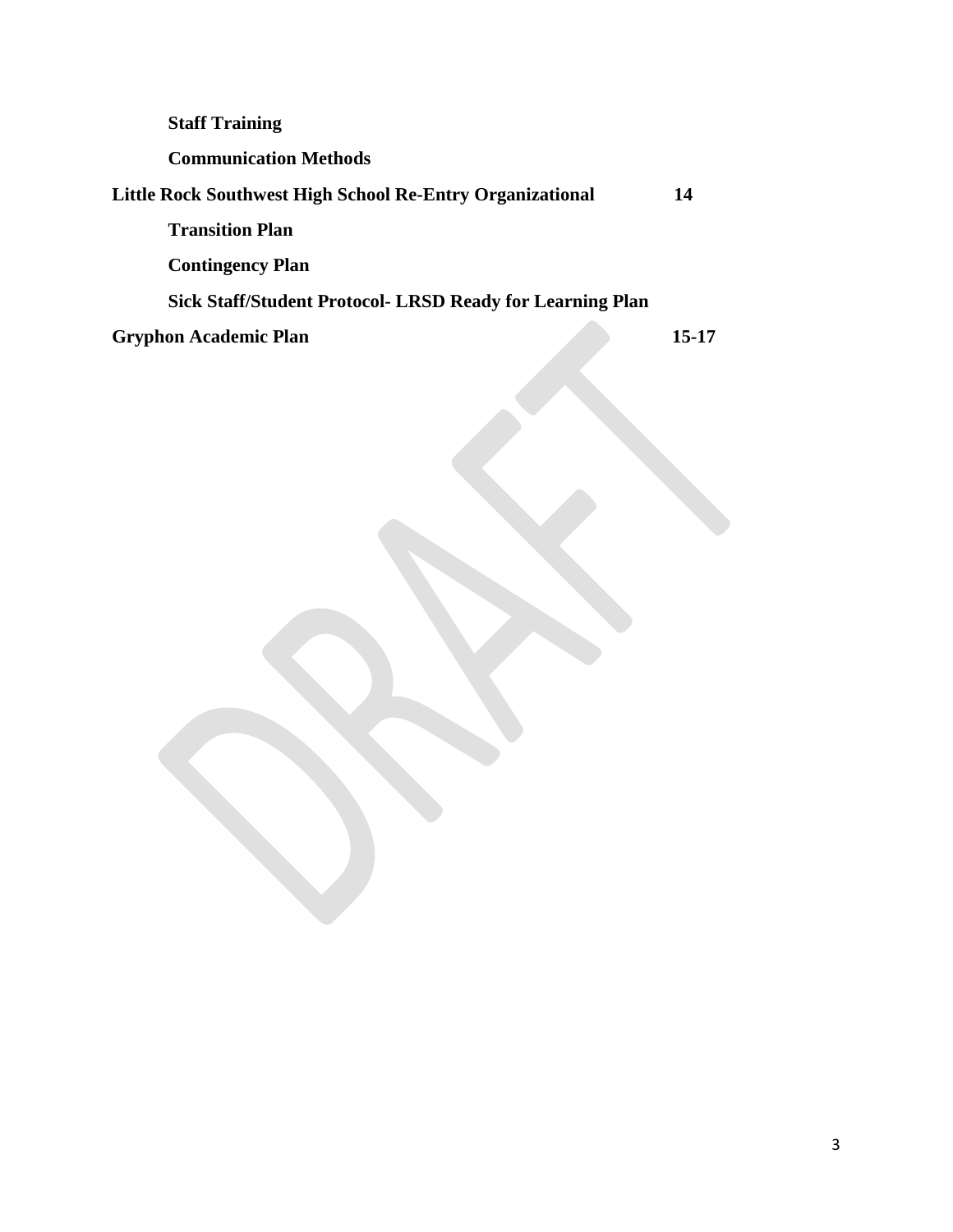**Staff Training**

**Communication Methods**

**Little Rock Southwest High School Re-Entry Organizational 14**

**Transition Plan**

**Contingency Plan**

**Sick Staff/Student Protocol- LRSD Ready for Learning Plan**

**Gryphon Academic Plan 15-17**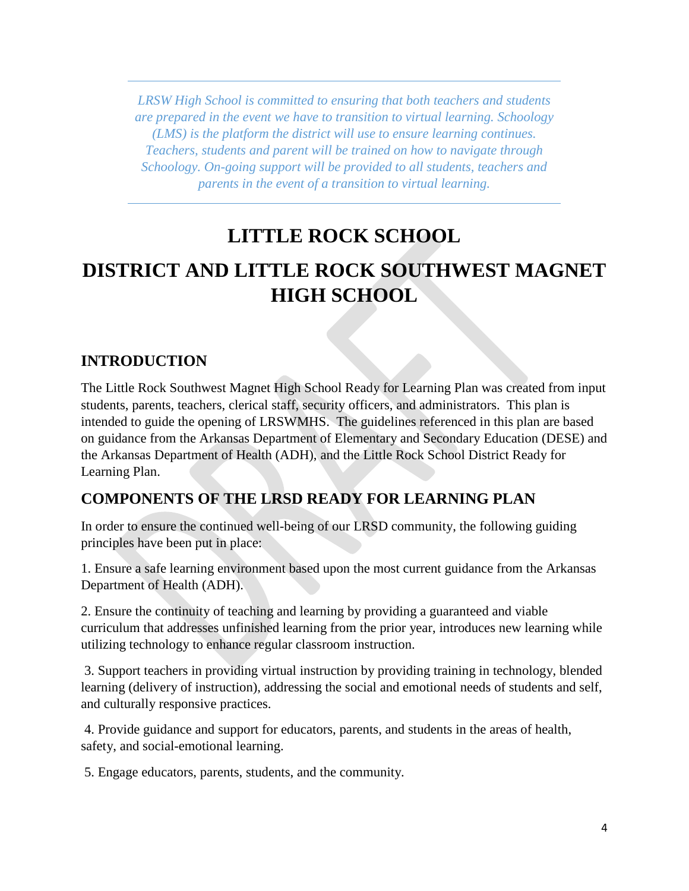*LRSW High School is committed to ensuring that both teachers and students are prepared in the event we have to transition to virtual learning. Schoology (LMS) is the platform the district will use to ensure learning continues. Teachers, students and parent will be trained on how to navigate through Schoology. On-going support will be provided to all students, teachers and parents in the event of a transition to virtual learning.*

# LITTLE ROCK SCHOOL DISTRICT AND LITTLE ROCK SOUTHWEST MAGNET HIGH SCHOOL

## INTRODUCTION

The Little Rock Southwest Magnet High School Ready for Learning Plan was created from input students, parents, teachers, clerical staff, security officers, and administrators. This plan is intended to guide the opening of LRSWMHS. The guidelines referenced in this plan are based on guidance from the Arkansas Department of Elementary and Secondary Education (DESE) and the Arkansas Department of Health (ADH), and the Little Rock School District Ready for Learning Plan.

## COMPONENTS OF THE LRSD READY FOR LEARNING PLAN

In order to ensure the continued well-being of our LRSD community, the following guiding principles have been put in place:

1. Ensure a safe learning environment based upon the most current guidance from the Arkansas Department of Health (ADH).

2. Ensure the continuity of teaching and learning by providing a guaranteed and viable curriculum that addresses unfinished learning from the prior year, introduces new learning while utilizing technology to enhance regular classroom instruction.

3. Support teachers in providing virtual instruction by providing training in technology, blended learning (delivery of instruction), addressing the social and emotional needs of students and self, and culturally responsive practices.

4. Provide guidance and support for educators, parents, and students in the areas of health, safety, and social-emotional learning.

5. Engage educators, parents, students, and the community.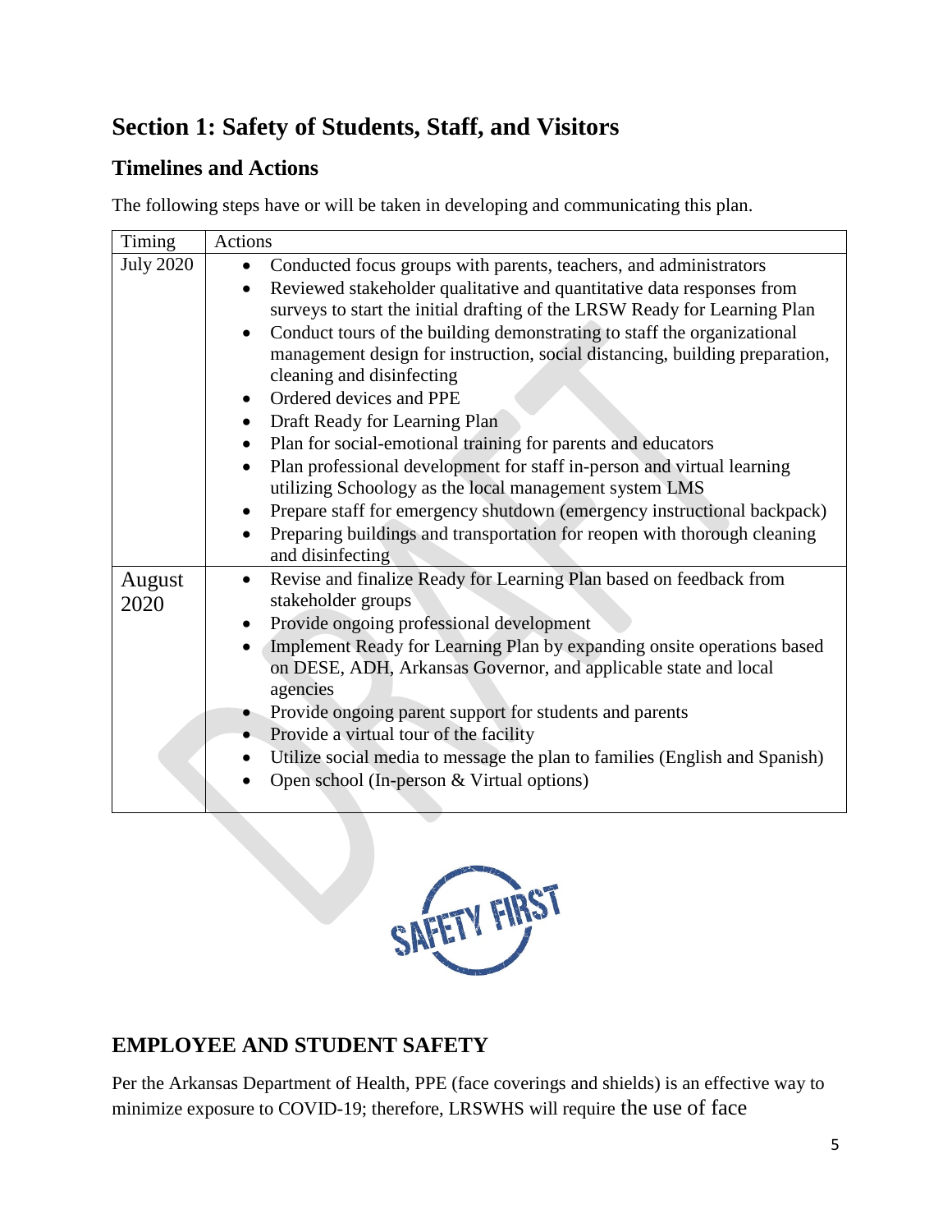# Section 1: Safety of Students, Staff, and Visitors

## Timelines and Actions

The following steps have or will be taken in developing and communicating this plan.

| Timing | Actions |
|---|---|
| July 2020 | • Conducted focus groups with parents, teachers, and administrators<br>• Reviewed stakeholder qualitative and quantitative data responses from surveys to start the initial drafting of the LRSW Ready for Learning Plan<br>• Conduct tours of the building demonstrating to staff the organizational management design for instruction, social distancing, building preparation, cleaning and disinfecting<br>• Ordered devices and PPE<br>• Draft Ready for Learning Plan<br>• Plan for social-emotional training for parents and educators<br>• Plan professional development for staff in-person and virtual learning utilizing Schoology as the local management system LMS<br>• Prepare staff for emergency shutdown (emergency instructional backpack)<br>• Preparing buildings and transportation for reopen with thorough cleaning and disinfecting |
| August 2020 | • Revise and finalize Ready for Learning Plan based on feedback from stakeholder groups<br>• Provide ongoing professional development<br>• Implement Ready for Learning Plan by expanding onsite operations based on DESE, ADH, Arkansas Governor, and applicable state and local agencies<br>• Provide ongoing parent support for students and parents<br>• Provide a virtual tour of the facility<br>• Utilize social media to message the plan to families (English and Spanish)<br>• Open school (In-person & Virtual options) |

SAFETY FIRST

## EMPLOYEE AND STUDENT SAFETY

Per the Arkansas Department of Health, PPE (face coverings and shields) is an effective way to minimize exposure to COVID-19; therefore, LRSWHS will require the use of face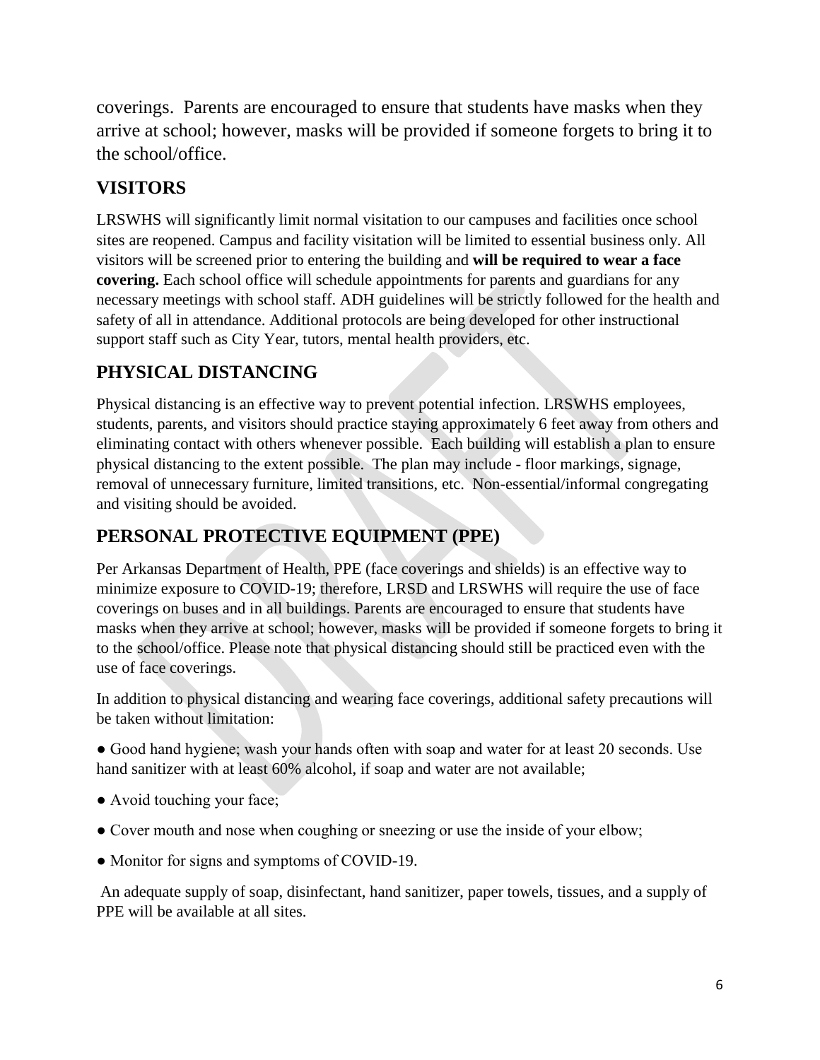coverings. Parents are encouraged to ensure that students have masks when they arrive at school; however, masks will be provided if someone forgets to bring it to the school/office.

## VISITORS

LRSWHS will significantly limit normal visitation to our campuses and facilities once school sites are reopened. Campus and facility visitation will be limited to essential business only. All visitors will be screened prior to entering the building and **will be required to wear a face covering.** Each school office will schedule appointments for parents and guardians for any necessary meetings with school staff. ADH guidelines will be strictly followed for the health and safety of all in attendance. Additional protocols are being developed for other instructional support staff such as City Year, tutors, mental health providers, etc.

## PHYSICAL DISTANCING

Physical distancing is an effective way to prevent potential infection. LRSWHS employees, students, parents, and visitors should practice staying approximately 6 feet away from others and eliminating contact with others whenever possible. Each building will establish a plan to ensure physical distancing to the extent possible. The plan may include - floor markings, signage, removal of unnecessary furniture, limited transitions, etc. Non-essential/informal congregating and visiting should be avoided.

## PERSONAL PROTECTIVE EQUIPMENT (PPE)

Per Arkansas Department of Health, PPE (face coverings and shields) is an effective way to minimize exposure to COVID-19; therefore, LRSD and LRSWHS will require the use of face coverings on buses and in all buildings. Parents are encouraged to ensure that students have masks when they arrive at school; however, masks will be provided if someone forgets to bring it to the school/office. Please note that physical distancing should still be practiced even with the use of face coverings.

In addition to physical distancing and wearing face coverings, additional safety precautions will be taken without limitation:

- Good hand hygiene; wash your hands often with soap and water for at least 20 seconds. Use hand sanitizer with at least 60% alcohol, if soap and water are not available;
- Avoid touching your face;
- Cover mouth and nose when coughing or sneezing or use the inside of your elbow;
- Monitor for signs and symptoms of COVID-19.

An adequate supply of soap, disinfectant, hand sanitizer, paper towels, tissues, and a supply of PPE will be available at all sites.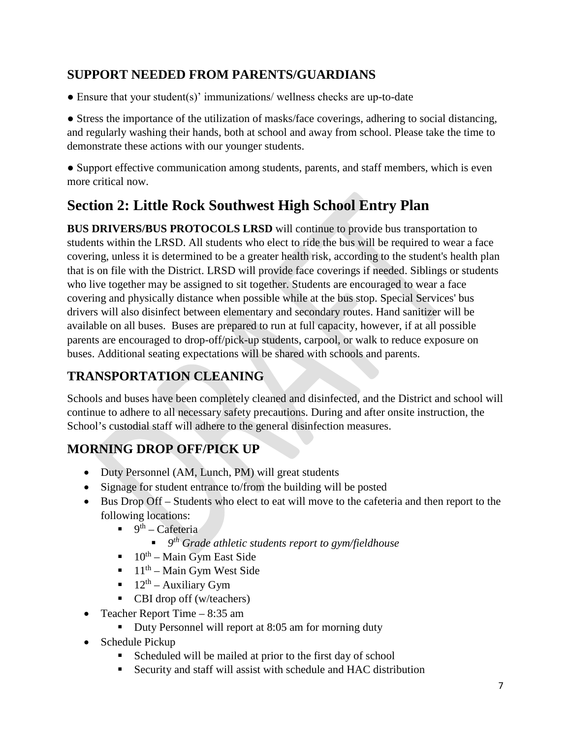## SUPPORT NEEDED FROM PARENTS/GUARDIANS

● Ensure that your student(s)' immunizations/ wellness checks are up-to-date

● Stress the importance of the utilization of masks/face coverings, adhering to social distancing, and regularly washing their hands, both at school and away from school. Please take the time to demonstrate these actions with our younger students.

● Support effective communication among students, parents, and staff members, which is even more critical now.

# Section 2: Little Rock Southwest High School Entry Plan

**BUS DRIVERS/BUS PROTOCOLS LRSD** will continue to provide bus transportation to students within the LRSD. All students who elect to ride the bus will be required to wear a face covering, unless it is determined to be a greater health risk, according to the student's health plan that is on file with the District. LRSD will provide face coverings if needed. Siblings or students who live together may be assigned to sit together. Students are encouraged to wear a face covering and physically distance when possible while at the bus stop. Special Services' bus drivers will also disinfect between elementary and secondary routes. Hand sanitizer will be available on all buses. Buses are prepared to run at full capacity, however, if at all possible parents are encouraged to drop-off/pick-up students, carpool, or walk to reduce exposure on buses. Additional seating expectations will be shared with schools and parents.

## TRANSPORTATION CLEANING

Schools and buses have been completely cleaned and disinfected, and the District and school will continue to adhere to all necessary safety precautions. During and after onsite instruction, the School's custodial staff will adhere to the general disinfection measures.

## MORNING DROP OFF/PICK UP

- Duty Personnel (AM, Lunch, PM) will great students
- Signage for student entrance to/from the building will be posted
- Bus Drop Off – Students who elect to eat will move to the cafeteria and then report to the following locations:
  - 9th – Cafeteria
    - *9th Grade athletic students report to gym/fieldhouse*
  - 10th – Main Gym East Side
  - 11th – Main Gym West Side
  - 12th – Auxiliary Gym
  - CBI drop off (w/teachers)
- Teacher Report Time – 8:35 am
  - Duty Personnel will report at 8:05 am for morning duty
- Schedule Pickup
  - Scheduled will be mailed at prior to the first day of school
  - Security and staff will assist with schedule and HAC distribution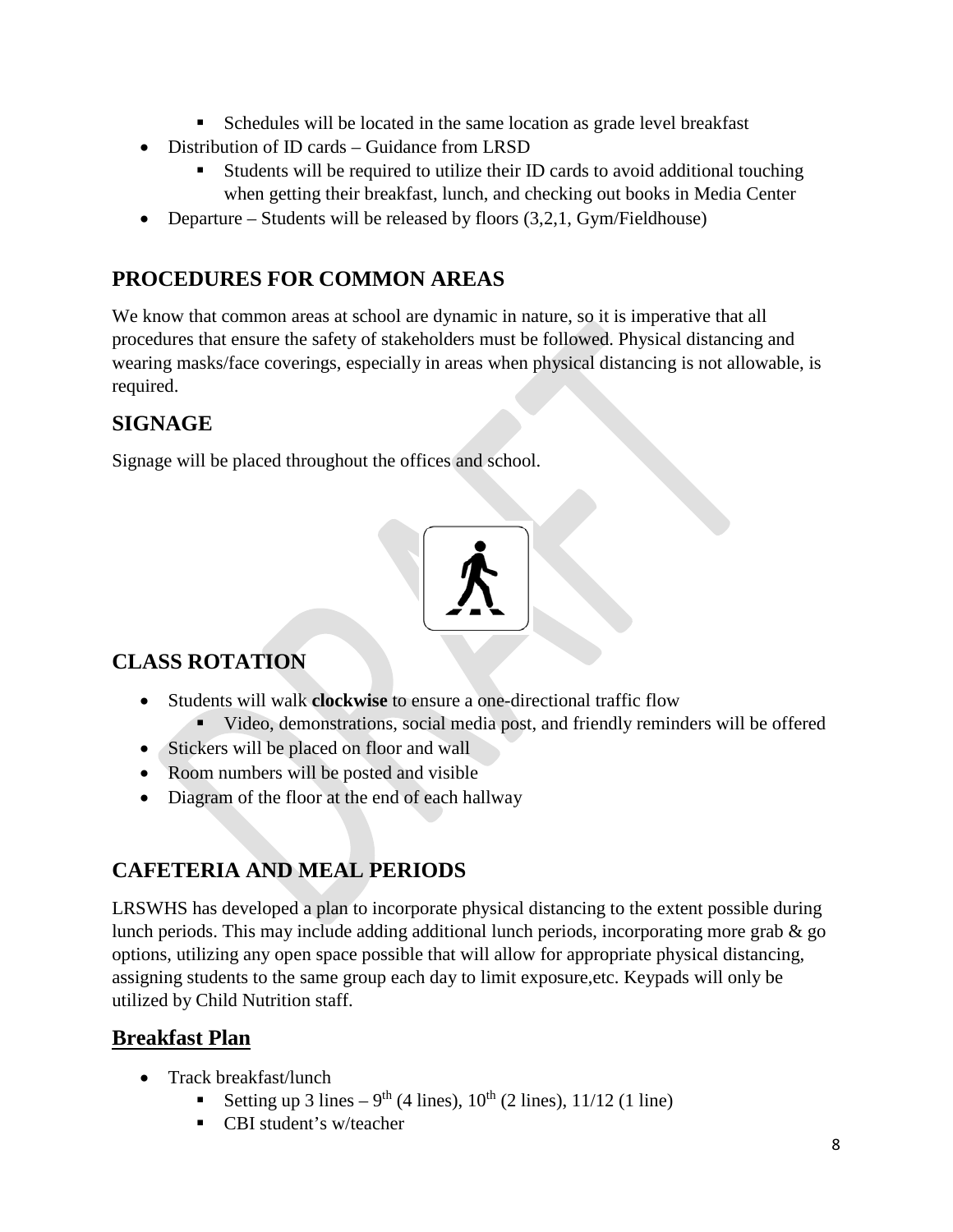- Schedules will be located in the same location as grade level breakfast
- Distribution of ID cards – Guidance from LRSD
    - Students will be required to utilize their ID cards to avoid additional touching when getting their breakfast, lunch, and checking out books in Media Center
- Departure – Students will be released by floors (3,2,1, Gym/Fieldhouse)

## PROCEDURES FOR COMMON AREAS

We know that common areas at school are dynamic in nature, so it is imperative that all procedures that ensure the safety of stakeholders must be followed. Physical distancing and wearing masks/face coverings, especially in areas when physical distancing is not allowable, is required.

## SIGNAGE

Signage will be placed throughout the offices and school.

## CLASS ROTATION

- Students will walk **clockwise** to ensure a one-directional traffic flow
    - Video, demonstrations, social media post, and friendly reminders will be offered
- Stickers will be placed on floor and wall
- Room numbers will be posted and visible
- Diagram of the floor at the end of each hallway

## CAFETERIA AND MEAL PERIODS

LRSWHS has developed a plan to incorporate physical distancing to the extent possible during lunch periods. This may include adding additional lunch periods, incorporating more grab & go options, utilizing any open space possible that will allow for appropriate physical distancing, assigning students to the same group each day to limit exposure,etc. Keypads will only be utilized by Child Nutrition staff.

## Breakfast Plan

- Track breakfast/lunch
    - Setting up 3 lines – 9th (4 lines), 10th (2 lines), 11/12 (1 line)
    - CBI student's w/teacher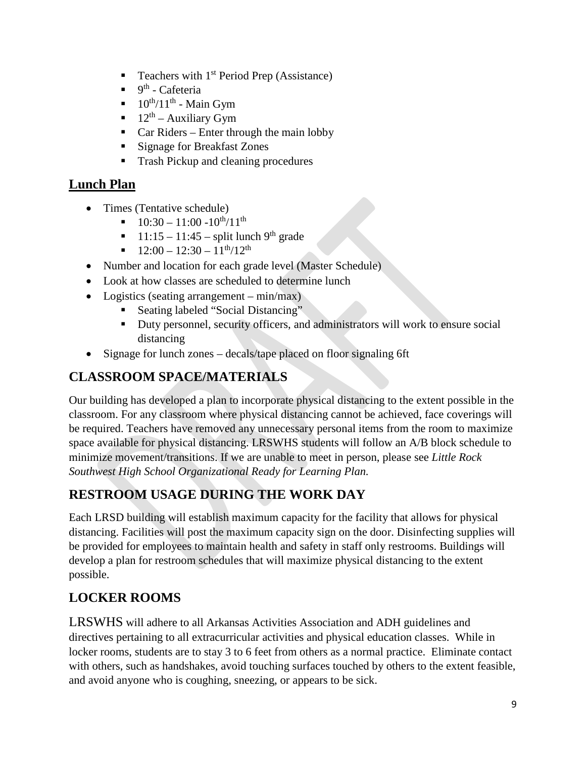- Teachers with 1st Period Prep (Assistance)
- 9th - Cafeteria
- 10th/11th - Main Gym
- 12th – Auxiliary Gym
- Car Riders – Enter through the main lobby
- Signage for Breakfast Zones
- Trash Pickup and cleaning procedures

## Lunch Plan

- Times (Tentative schedule)
  - 10:30 – 11:00 -10th/11th
  - 11:15 – 11:45 – split lunch 9th grade
  - 12:00 – 12:30 – 11th/12th
- Number and location for each grade level (Master Schedule)
- Look at how classes are scheduled to determine lunch
- Logistics (seating arrangement – min/max)
  - Seating labeled "Social Distancing"
  - Duty personnel, security officers, and administrators will work to ensure social distancing
- Signage for lunch zones – decals/tape placed on floor signaling 6ft

## CLASSROOM SPACE/MATERIALS

Our building has developed a plan to incorporate physical distancing to the extent possible in the classroom. For any classroom where physical distancing cannot be achieved, face coverings will be required. Teachers have removed any unnecessary personal items from the room to maximize space available for physical distancing. LRSWHS students will follow an A/B block schedule to minimize movement/transitions. If we are unable to meet in person, please see *Little Rock Southwest High School Organizational Ready for Learning Plan.*

## RESTROOM USAGE DURING THE WORK DAY

Each LRSD building will establish maximum capacity for the facility that allows for physical distancing. Facilities will post the maximum capacity sign on the door. Disinfecting supplies will be provided for employees to maintain health and safety in staff only restrooms. Buildings will develop a plan for restroom schedules that will maximize physical distancing to the extent possible.

## LOCKER ROOMS

LRSWHS will adhere to all Arkansas Activities Association and ADH guidelines and directives pertaining to all extracurricular activities and physical education classes. While in locker rooms, students are to stay 3 to 6 feet from others as a normal practice. Eliminate contact with others, such as handshakes, avoid touching surfaces touched by others to the extent feasible, and avoid anyone who is coughing, sneezing, or appears to be sick.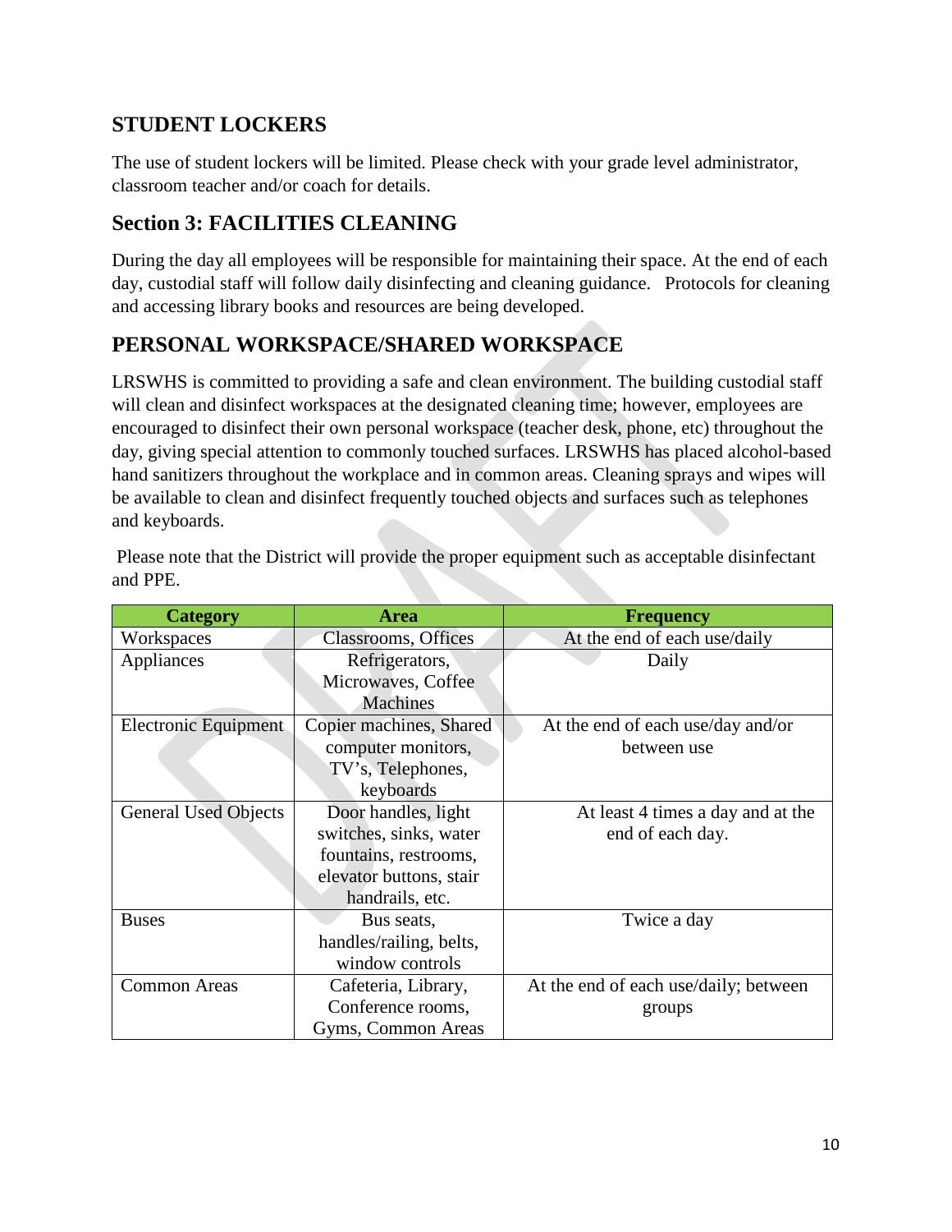## STUDENT LOCKERS

The use of student lockers will be limited. Please check with your grade level administrator, classroom teacher and/or coach for details.

## Section 3: FACILITIES CLEANING

During the day all employees will be responsible for maintaining their space. At the end of each day, custodial staff will follow daily disinfecting and cleaning guidance. Protocols for cleaning and accessing library books and resources are being developed.

## PERSONAL WORKSPACE/SHARED WORKSPACE

LRSWHS is committed to providing a safe and clean environment. The building custodial staff will clean and disinfect workspaces at the designated cleaning time; however, employees are encouraged to disinfect their own personal workspace (teacher desk, phone, etc) throughout the day, giving special attention to commonly touched surfaces. LRSWHS has placed alcohol-based hand sanitizers throughout the workplace and in common areas. Cleaning sprays and wipes will be available to clean and disinfect frequently touched objects and surfaces such as telephones and keyboards.

Please note that the District will provide the proper equipment such as acceptable disinfectant and PPE.

| Category | Area | Frequency |
| --- | --- | --- |
| Workspaces | Classrooms, Offices | At the end of each use/daily |
| Appliances | Refrigerators, Microwaves, Coffee Machines | Daily |
| Electronic Equipment | Copier machines, Shared computer monitors, TV's, Telephones, keyboards | At the end of each use/day and/or between use |
| General Used Objects | Door handles, light switches, sinks, water fountains, restrooms, elevator buttons, stair handrails, etc. | At least 4 times a day and at the end of each day. |
| Buses | Bus seats, handles/railing, belts, window controls | Twice a day |
| Common Areas | Cafeteria, Library, Conference rooms, Gyms, Common Areas | At the end of each use/daily; between groups |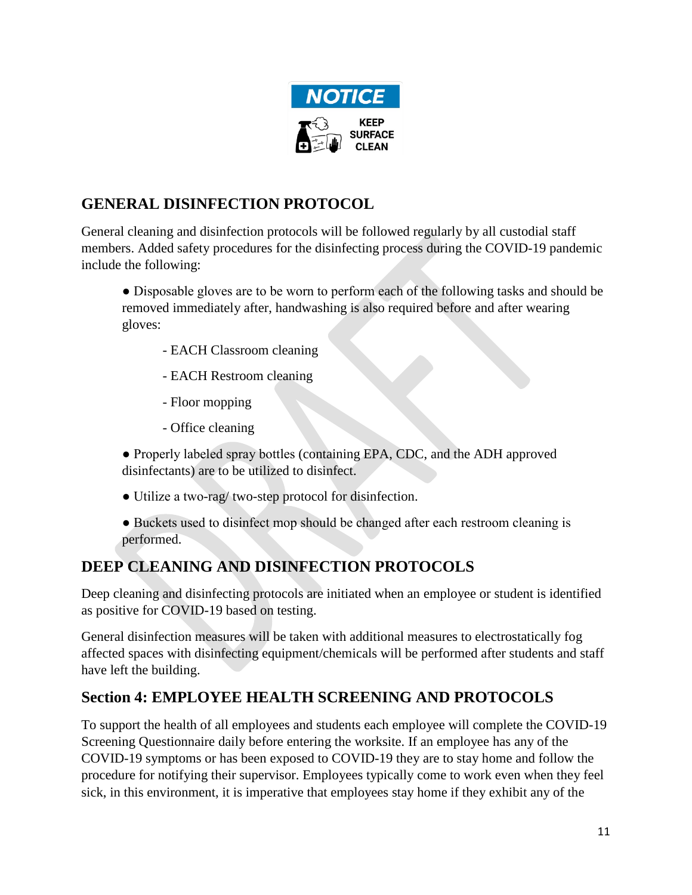NOTICE

KEEP SURFACE CLEAN

## GENERAL DISINFECTION PROTOCOL

General cleaning and disinfection protocols will be followed regularly by all custodial staff members. Added safety procedures for the disinfecting process during the COVID-19 pandemic include the following:

- Disposable gloves are to be worn to perform each of the following tasks and should be removed immediately after, handwashing is also required before and after wearing gloves:
    - EACH Classroom cleaning
    - EACH Restroom cleaning
    - Floor mopping
    - Office cleaning
- Properly labeled spray bottles (containing EPA, CDC, and the ADH approved disinfectants) are to be utilized to disinfect.
- Utilize a two-rag/ two-step protocol for disinfection.
- Buckets used to disinfect mop should be changed after each restroom cleaning is performed.

## DEEP CLEANING AND DISINFECTION PROTOCOLS

Deep cleaning and disinfecting protocols are initiated when an employee or student is identified as positive for COVID-19 based on testing.

General disinfection measures will be taken with additional measures to electrostatically fog affected spaces with disinfecting equipment/chemicals will be performed after students and staff have left the building.

## Section 4: EMPLOYEE HEALTH SCREENING AND PROTOCOLS

To support the health of all employees and students each employee will complete the COVID-19 Screening Questionnaire daily before entering the worksite. If an employee has any of the COVID-19 symptoms or has been exposed to COVID-19 they are to stay home and follow the procedure for notifying their supervisor. Employees typically come to work even when they feel sick, in this environment, it is imperative that employees stay home if they exhibit any of the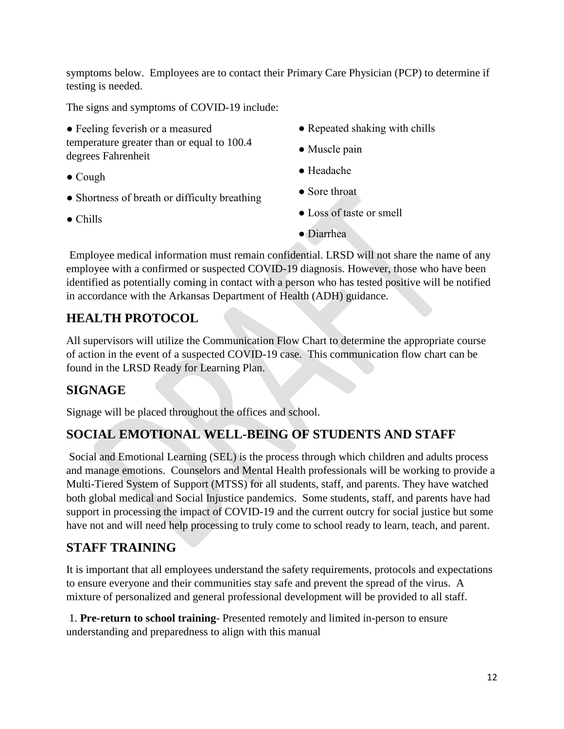symptoms below. Employees are to contact their Primary Care Physician (PCP) to determine if testing is needed.

The signs and symptoms of COVID-19 include:

- Feeling feverish or a measured temperature greater than or equal to 100.4 degrees Fahrenheit
- Cough
- Shortness of breath or difficulty breathing
- Chills
- Repeated shaking with chills
- Muscle pain
- Headache
- Sore throat
- Loss of taste or smell
- Diarrhea

Employee medical information must remain confidential. LRSD will not share the name of any employee with a confirmed or suspected COVID-19 diagnosis. However, those who have been identified as potentially coming in contact with a person who has tested positive will be notified in accordance with the Arkansas Department of Health (ADH) guidance.

## HEALTH PROTOCOL

All supervisors will utilize the Communication Flow Chart to determine the appropriate course of action in the event of a suspected COVID-19 case. This communication flow chart can be found in the LRSD Ready for Learning Plan.

## SIGNAGE

Signage will be placed throughout the offices and school.

## SOCIAL EMOTIONAL WELL-BEING OF STUDENTS AND STAFF

Social and Emotional Learning (SEL) is the process through which children and adults process and manage emotions. Counselors and Mental Health professionals will be working to provide a Multi-Tiered System of Support (MTSS) for all students, staff, and parents. They have watched both global medical and Social Injustice pandemics. Some students, staff, and parents have had support in processing the impact of COVID-19 and the current outcry for social justice but some have not and will need help processing to truly come to school ready to learn, teach, and parent.

## STAFF TRAINING

It is important that all employees understand the safety requirements, protocols and expectations to ensure everyone and their communities stay safe and prevent the spread of the virus. A mixture of personalized and general professional development will be provided to all staff.

1. **Pre-return to school training**- Presented remotely and limited in-person to ensure understanding and preparedness to align with this manual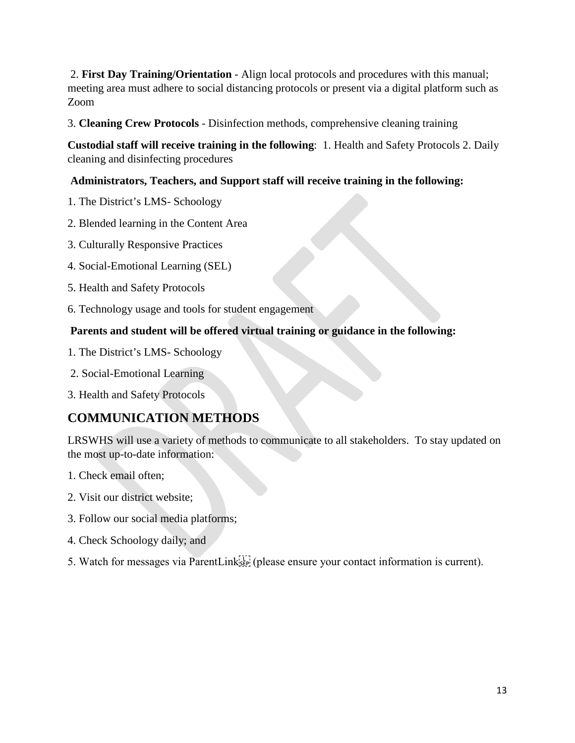2. **First Day Training/Orientation** - Align local protocols and procedures with this manual; meeting area must adhere to social distancing protocols or present via a digital platform such as Zoom

3. **Cleaning Crew Protocols** - Disinfection methods, comprehensive cleaning training

**Custodial staff will receive training in the following**: 1. Health and Safety Protocols 2. Daily cleaning and disinfecting procedures

**Administrators, Teachers, and Support staff will receive training in the following:**

1. The District's LMS- Schoology
2. Blended learning in the Content Area
3. Culturally Responsive Practices
4. Social-Emotional Learning (SEL)
5. Health and Safety Protocols
6. Technology usage and tools for student engagement

**Parents and student will be offered virtual training or guidance in the following:**

1. The District's LMS- Schoology
2. Social-Emotional Learning
3. Health and Safety Protocols

## COMMUNICATION METHODS

LRSWHS will use a variety of methods to communicate to all stakeholders. To stay updated on the most up-to-date information:

1. Check email often;
2. Visit our district website;
3. Follow our social media platforms;
4. Check Schoology daily; and
5. Watch for messages via ParentLink (please ensure your contact information is current).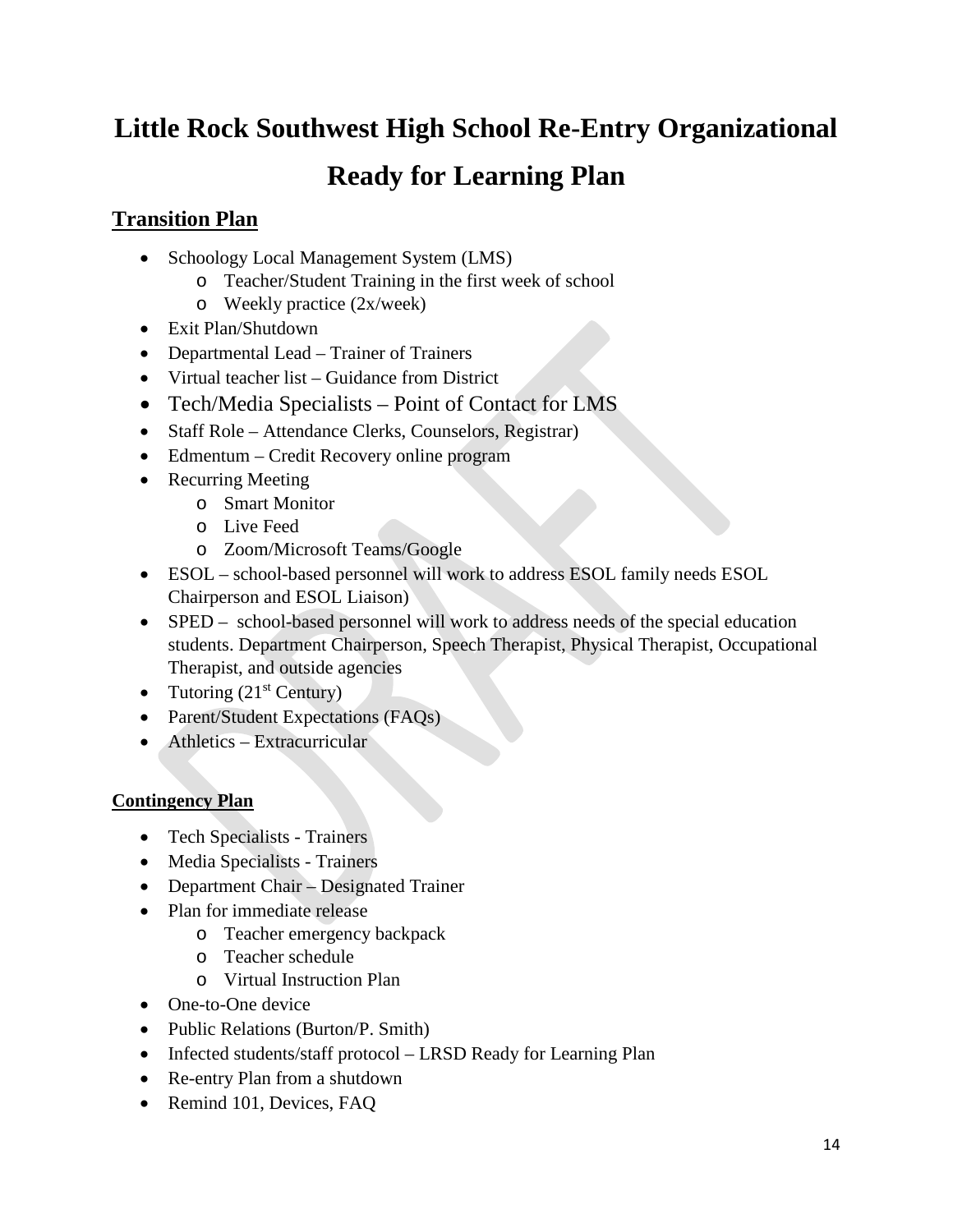# Little Rock Southwest High School Re-Entry Organizational Ready for Learning Plan

## Transition Plan

- Schoology Local Management System (LMS)
  - Teacher/Student Training in the first week of school
  - Weekly practice (2x/week)
- Exit Plan/Shutdown
- Departmental Lead – Trainer of Trainers
- Virtual teacher list – Guidance from District
- Tech/Media Specialists – Point of Contact for LMS
- Staff Role – Attendance Clerks, Counselors, Registrar)
- Edmentum – Credit Recovery online program
- Recurring Meeting
  - Smart Monitor
  - Live Feed
  - Zoom/Microsoft Teams/Google
- ESOL – school-based personnel will work to address ESOL family needs ESOL Chairperson and ESOL Liaison)
- SPED – school-based personnel will work to address needs of the special education students. Department Chairperson, Speech Therapist, Physical Therapist, Occupational Therapist, and outside agencies
- Tutoring (21st Century)
- Parent/Student Expectations (FAQs)
- Athletics – Extracurricular

### Contingency Plan

- Tech Specialists - Trainers
- Media Specialists - Trainers
- Department Chair – Designated Trainer
- Plan for immediate release
  - Teacher emergency backpack
  - Teacher schedule
  - Virtual Instruction Plan
- One-to-One device
- Public Relations (Burton/P. Smith)
- Infected students/staff protocol – LRSD Ready for Learning Plan
- Re-entry Plan from a shutdown
- Remind 101, Devices, FAQ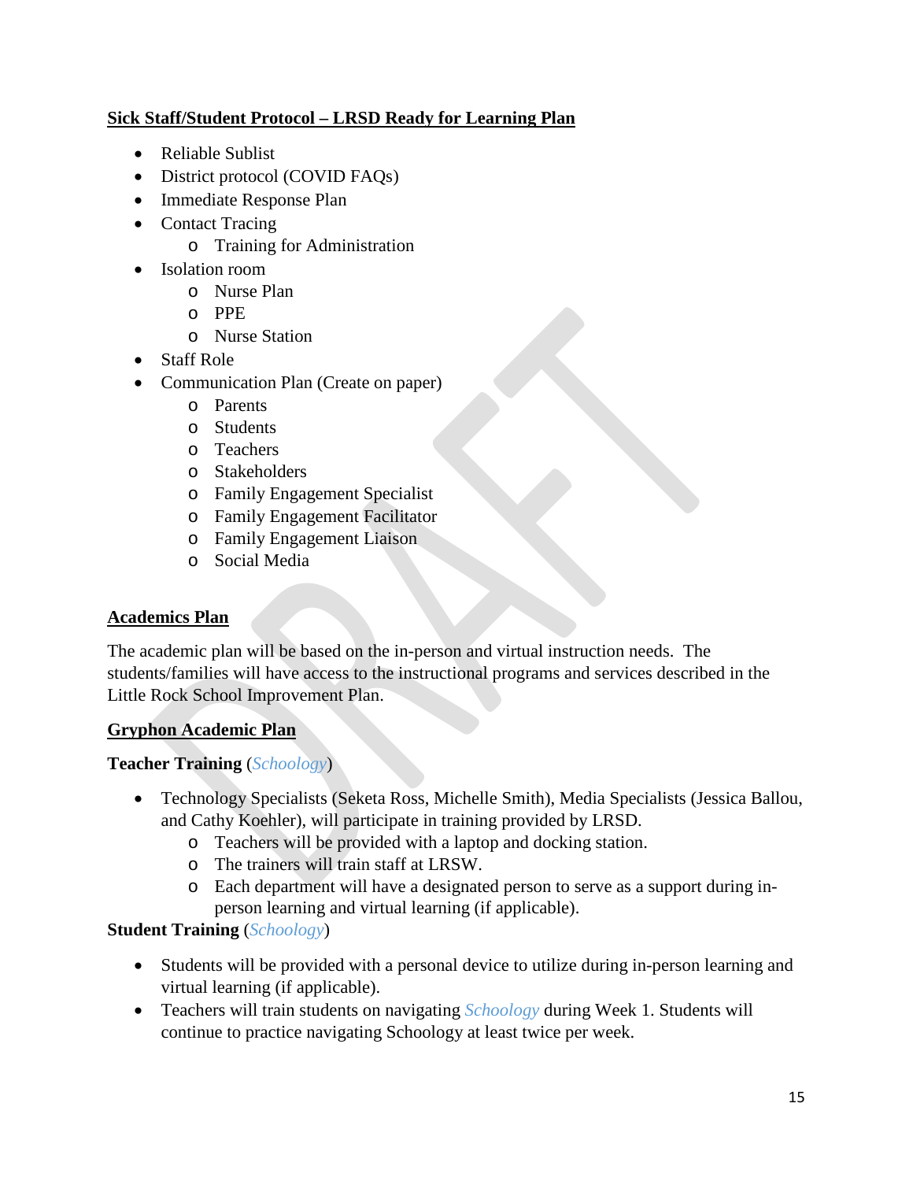**Sick Staff/Student Protocol – LRSD Ready for Learning Plan**

- Reliable Sublist
- District protocol (COVID FAQs)
- Immediate Response Plan
- Contact Tracing
  - Training for Administration
- Isolation room
  - Nurse Plan
  - PPE
  - Nurse Station
- Staff Role
- Communication Plan (Create on paper)
  - Parents
  - Students
  - Teachers
  - Stakeholders
  - Family Engagement Specialist
  - Family Engagement Facilitator
  - Family Engagement Liaison
  - Social Media

**Academics Plan**

The academic plan will be based on the in-person and virtual instruction needs. The students/families will have access to the instructional programs and services described in the Little Rock School Improvement Plan.

**Gryphon Academic Plan**

**Teacher Training** (*Schoology*)

- Technology Specialists (Seketa Ross, Michelle Smith), Media Specialists (Jessica Ballou, and Cathy Koehler), will participate in training provided by LRSD.
  - Teachers will be provided with a laptop and docking station.
  - The trainers will train staff at LRSW.
  - Each department will have a designated person to serve as a support during in-person learning and virtual learning (if applicable).

**Student Training** (*Schoology*)

- Students will be provided with a personal device to utilize during in-person learning and virtual learning (if applicable).
- Teachers will train students on navigating *Schoology* during Week 1. Students will continue to practice navigating Schoology at least twice per week.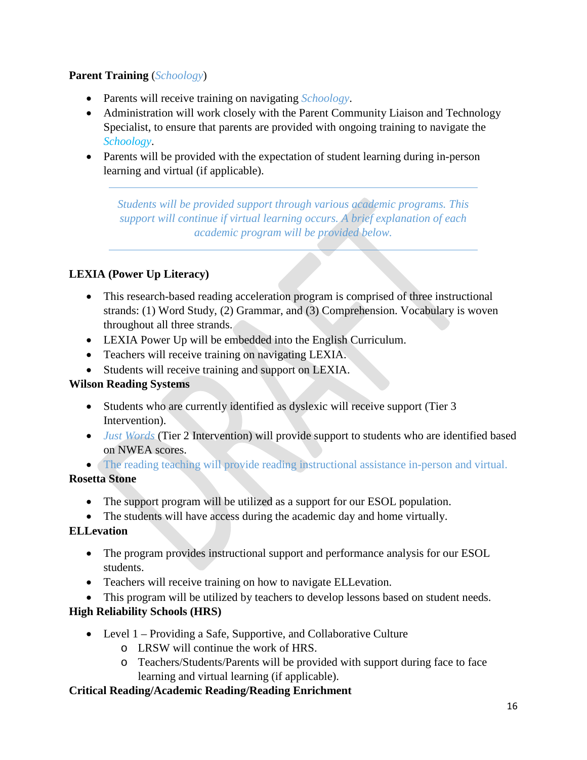**Parent Training** (*Schoology*)

- Parents will receive training on navigating *Schoology*.
- Administration will work closely with the Parent Community Liaison and Technology Specialist, to ensure that parents are provided with ongoing training to navigate the *Schoology*.
- Parents will be provided with the expectation of student learning during in-person learning and virtual (if applicable).

---

*Students will be provided support through various academic programs. This support will continue if virtual learning occurs. A brief explanation of each academic program will be provided below.*

---

**LEXIA (Power Up Literacy)**

- This research-based reading acceleration program is comprised of three instructional strands: (1) Word Study, (2) Grammar, and (3) Comprehension. Vocabulary is woven throughout all three strands.
- LEXIA Power Up will be embedded into the English Curriculum.
- Teachers will receive training on navigating LEXIA.
- Students will receive training and support on LEXIA.

**Wilson Reading Systems**

- Students who are currently identified as dyslexic will receive support (Tier 3 Intervention).
- *Just Words* (Tier 2 Intervention) will provide support to students who are identified based on NWEA scores.
- The reading teaching will provide reading instructional assistance in-person and virtual.

**Rosetta Stone**

- The support program will be utilized as a support for our ESOL population.
- The students will have access during the academic day and home virtually.

**ELLevation**

- The program provides instructional support and performance analysis for our ESOL students.
- Teachers will receive training on how to navigate ELLevation.
- This program will be utilized by teachers to develop lessons based on student needs.

**High Reliability Schools (HRS)**

- Level 1 – Providing a Safe, Supportive, and Collaborative Culture
  - LRSW will continue the work of HRS.
  - Teachers/Students/Parents will be provided with support during face to face learning and virtual learning (if applicable).

**Critical Reading/Academic Reading/Reading Enrichment**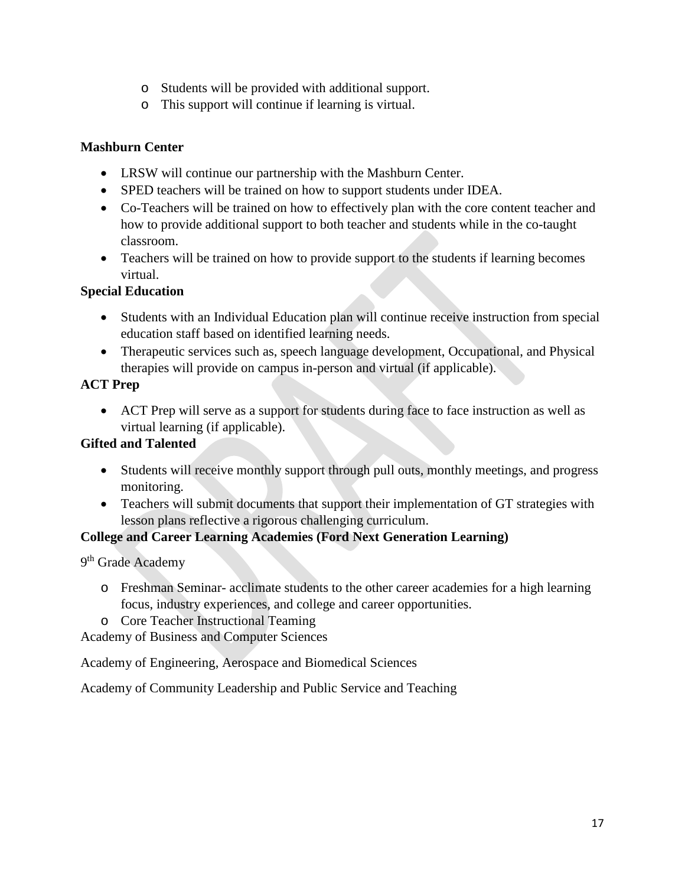- Students will be provided with additional support.
- This support will continue if learning is virtual.

**Mashburn Center**

- LRSW will continue our partnership with the Mashburn Center.
- SPED teachers will be trained on how to support students under IDEA.
- Co-Teachers will be trained on how to effectively plan with the core content teacher and how to provide additional support to both teacher and students while in the co-taught classroom.
- Teachers will be trained on how to provide support to the students if learning becomes virtual.

**Special Education**

- Students with an Individual Education plan will continue receive instruction from special education staff based on identified learning needs.
- Therapeutic services such as, speech language development, Occupational, and Physical therapies will provide on campus in-person and virtual (if applicable).

**ACT Prep**

- ACT Prep will serve as a support for students during face to face instruction as well as virtual learning (if applicable).

**Gifted and Talented**

- Students will receive monthly support through pull outs, monthly meetings, and progress monitoring.
- Teachers will submit documents that support their implementation of GT strategies with lesson plans reflective a rigorous challenging curriculum.

**College and Career Learning Academies (Ford Next Generation Learning)**

9th Grade Academy

- Freshman Seminar- acclimate students to the other career academies for a high learning focus, industry experiences, and college and career opportunities.
- Core Teacher Instructional Teaming

Academy of Business and Computer Sciences

Academy of Engineering, Aerospace and Biomedical Sciences

Academy of Community Leadership and Public Service and Teaching